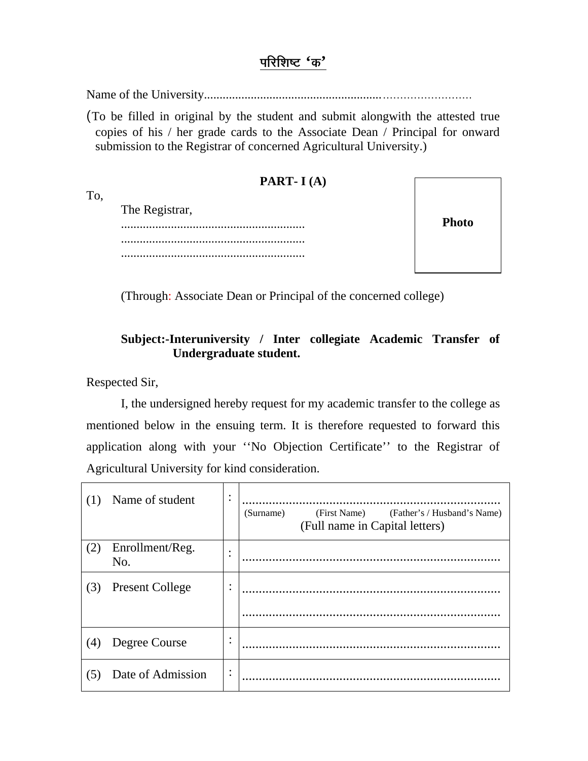# परिशिष्ट 'क'

Name of the University.......................................................……………………

(To be filled in original by the student and submit alongwith the attested true copies of his / her grade cards to the Associate Dean / Principal for onward submission to the Registrar of concerned Agricultural University.)

## PART- I (A)

Photo

To,

The Registrar,
...........................................................
...........................................................
...........................................................

(Through: Associate Dean or Principal of the concerned college)

**Subject:-Interuniversity / Inter collegiate Academic Transfer of Undergraduate student.**

Respected Sir,

I, the undersigned hereby request for my academic transfer to the college as mentioned below in the ensuing term. It is therefore requested to forward this application along with your ''No Objection Certificate'' to the Registrar of Agricultural University for kind consideration.

| | | | |
|---|---|---|---|
| (1) | Name of student | : | ............................................................................ (Surname) (First Name) (Father's / Husband's Name) (Full name in Capital letters) |
| (2) | Enrollment/Reg. No. | : | ............................................................................ |
| (3) | Present College | : | ............................................................................ ............................................................................ |
| (4) | Degree Course | : | ............................................................................ |
| (5) | Date of Admission | : | ............................................................................ |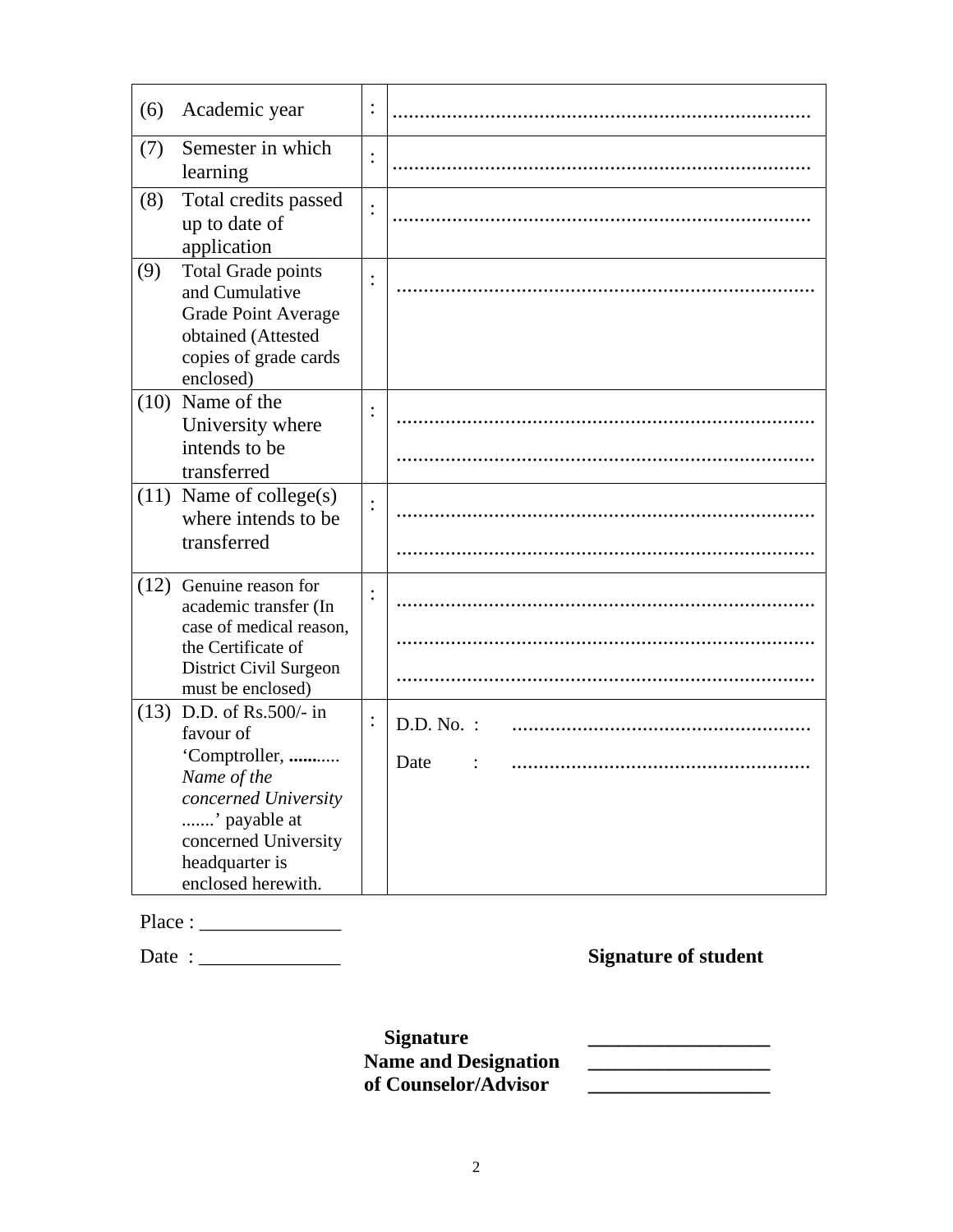| | | | |
|---|---|---|---|
| (6) | Academic year | : | ............................................................................ |
| (7) | Semester in which learning | : | ............................................................................ |
| (8) | Total credits passed up to date of application | : | ............................................................................ |
| (9) | Total Grade points and Cumulative Grade Point Average obtained (Attested copies of grade cards enclosed) | : | ............................................................................ |
| (10) | Name of the University where intends to be transferred | : | ............................................................................ ............................................................................ |
| (11) | Name of college(s) where intends to be transferred | : | ............................................................................ ............................................................................ |
| (12) | Genuine reason for academic transfer (In case of medical reason, the Certificate of District Civil Surgeon must be enclosed) | : | ............................................................................ ............................................................................ ............................................................................ |
| (13) | D.D. of Rs.500/- in favour of 'Comptroller, ........... *Name of the concerned University* .......' payable at concerned University headquarter is enclosed herewith. | : | D.D. No. : ....................................................... Date : ....................................................... |

Place : ______________

Date : ______________ **Signature of student**

**Signature** __________________

**Name and Designation** __________________

**of Counselor/Advisor** __________________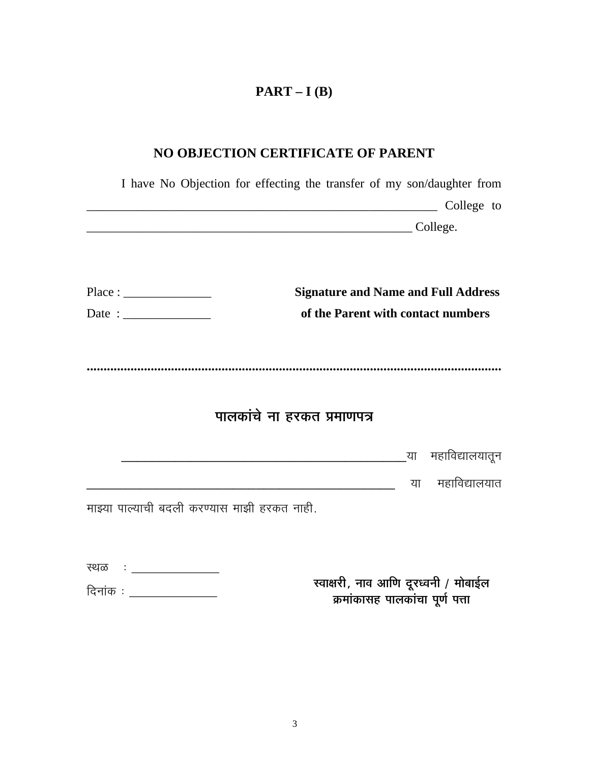## PART – I (B)

## NO OBJECTION CERTIFICATE OF PARENT

I have No Objection for effecting the transfer of my son/daughter from ___________________________________________________________ College to ______________________________________________________ College.

Place : ______________

Date : ______________

**Signature and Name and Full Address of the Parent with contact numbers**

.......................................................................................................................

## पालकांचे ना हरकत प्रमाणपत्र

_______________________________________________ या महाविद्यालयातून _________________________________________________ या महाविद्यालयात माझ्या पाल्याची बदली करण्यास माझी हरकत नाही.

स्थळ : ______________

दिनांक : ______________

**स्वाक्षरी, नाव आणि दूरध्वनी / मोबाईल क्रमांकासह पालकांचा पूर्ण पत्ता**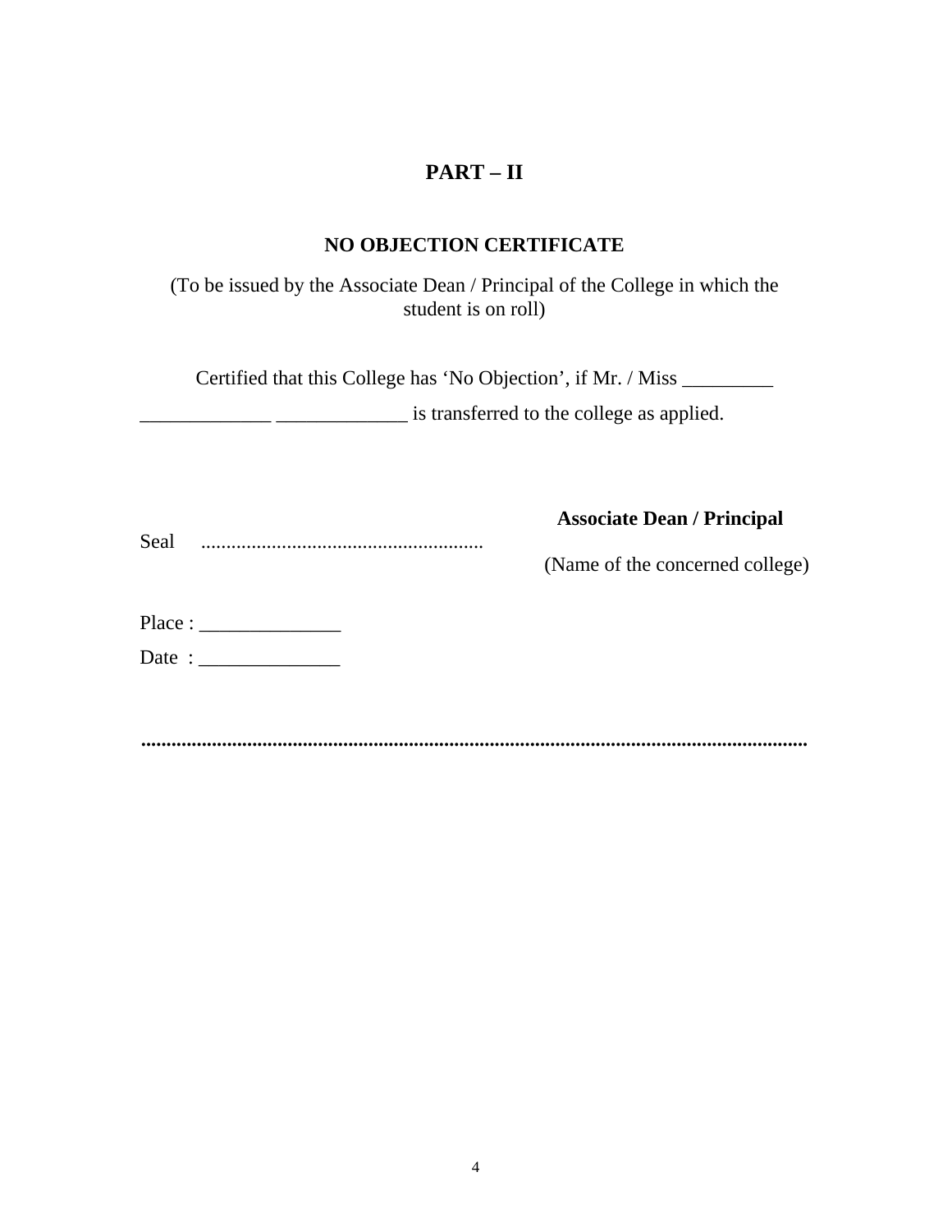## PART – II

### NO OBJECTION CERTIFICATE

(To be issued by the Associate Dean / Principal of the College in which the student is on roll)

Certified that this College has 'No Objection', if Mr. / Miss _________ _____________ _____________ is transferred to the college as applied.

**Associate Dean / Principal**

Seal ........................................................

(Name of the concerned college)

Place : ______________

Date : ______________

.........................................................................................................................................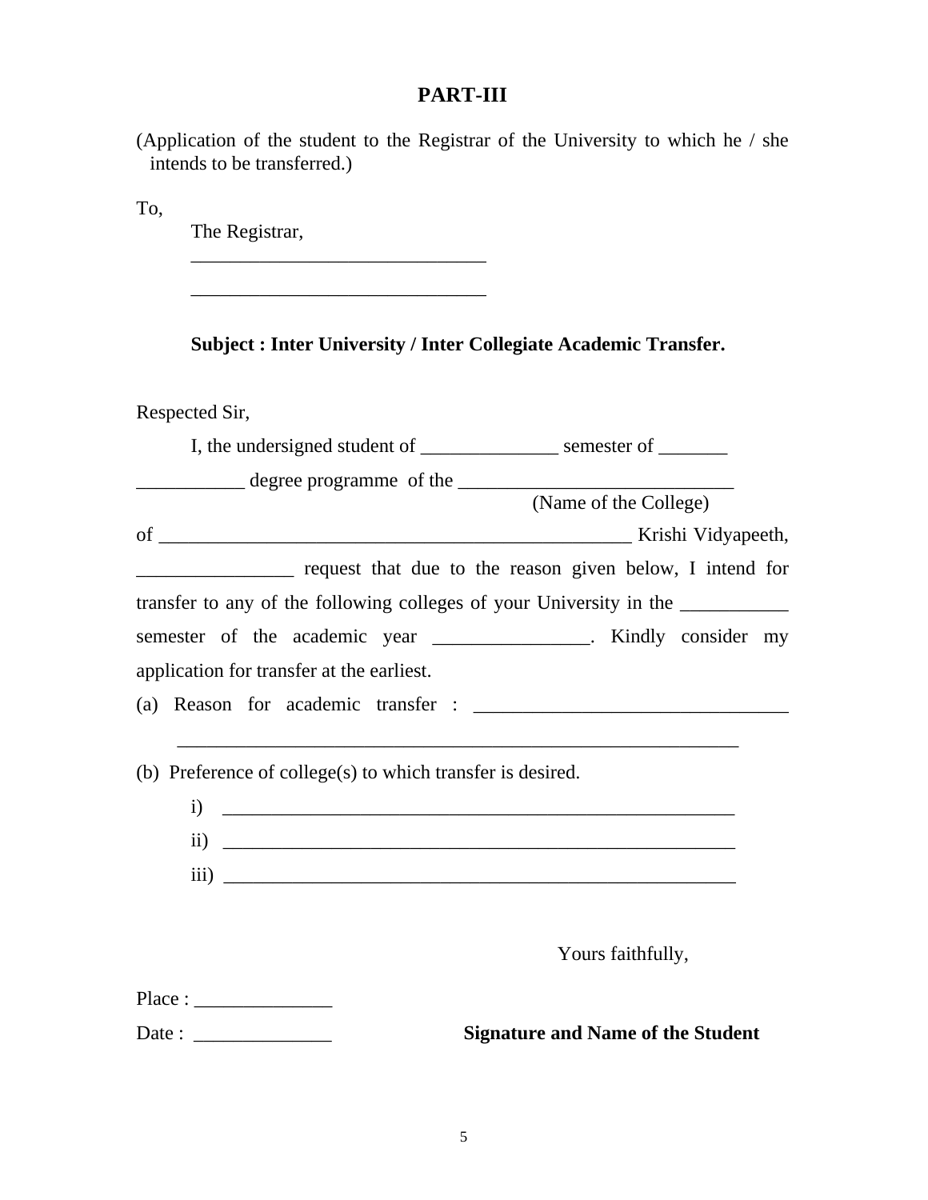## PART-III

(Application of the student to the Registrar of the University to which he / she intends to be transferred.)

To,

The Registrar,

______________________________

______________________________

**Subject : Inter University / Inter Collegiate Academic Transfer.**

Respected Sir,

I, the undersigned student of ______________ semester of _______ ___________ degree programme of the ____________________________ (Name of the College) of _________________________________________________ Krishi Vidyapeeth, ________________ request that due to the reason given below, I intend for transfer to any of the following colleges of your University in the ___________ semester of the academic year ________________. Kindly consider my application for transfer at the earliest.

(a) Reason for academic transfer : ________________________________ _________________________________________________________

(b) Preference of college(s) to which transfer is desired.

i) _____________________________________________________

ii) _____________________________________________________

iii) _____________________________________________________

Yours faithfully,

Place : ______________

Date : ______________

**Signature and Name of the Student**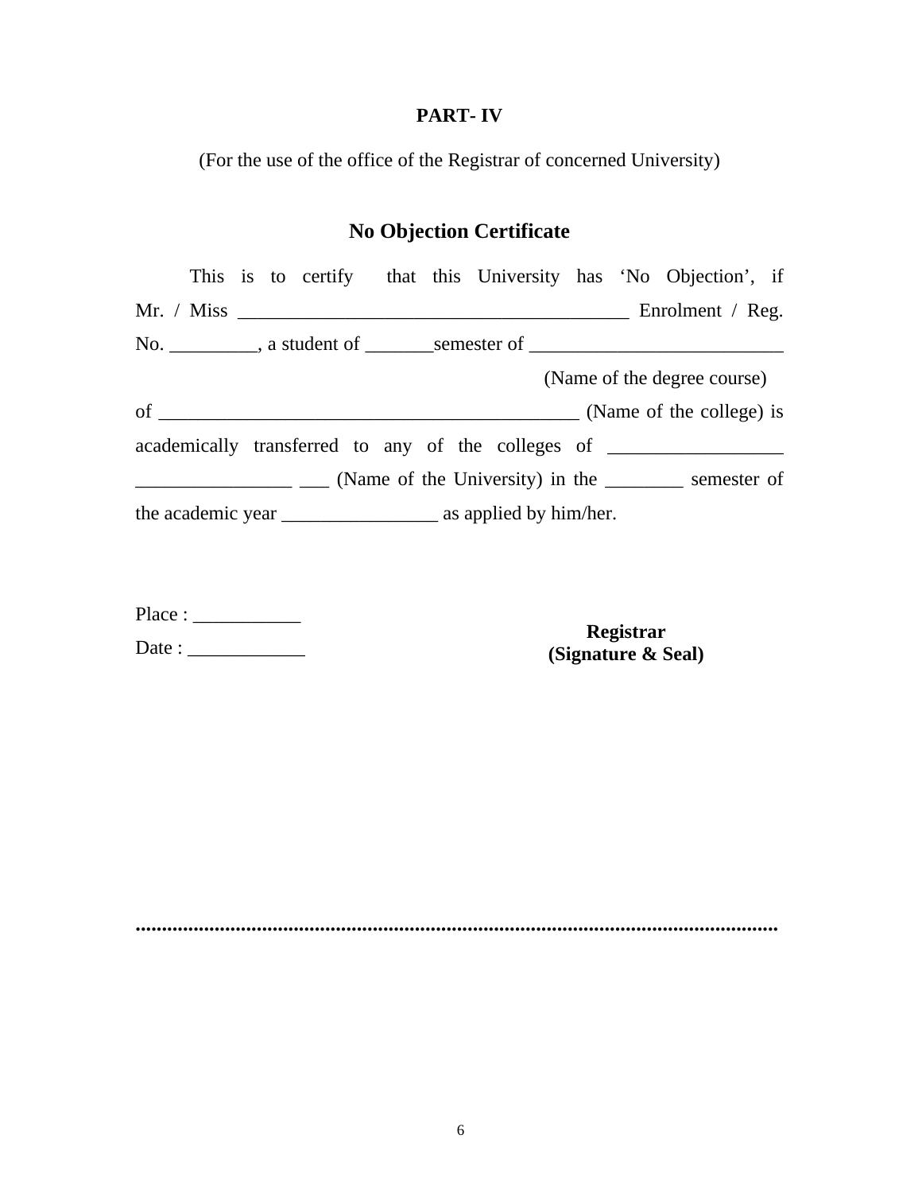**PART- IV**

(For the use of the office of the Registrar of concerned University)

## No Objection Certificate

This is to certify that this University has 'No Objection', if Mr. / Miss _________________________________________ Enrolment / Reg. No. _________, a student of _______semester of __________________________ (Name of the degree course) of ____________________________________________ (Name of the college) is academically transferred to any of the colleges of __________________ ________________ ___ (Name of the University) in the ________ semester of the academic year ________________ as applied by him/her.

Place : ___________

Date : ____________

**Registrar**
**(Signature & Seal)**

................................................................................................................